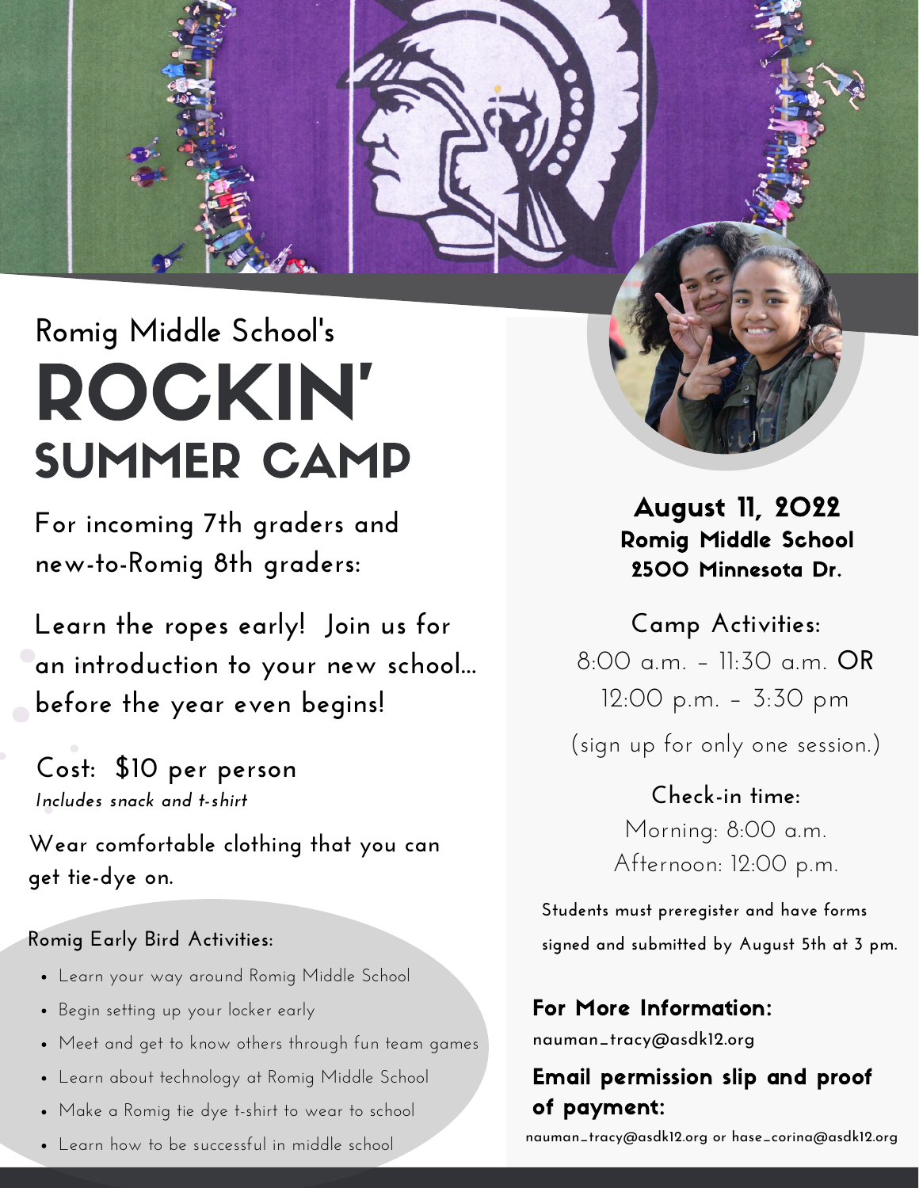Romig Middle School's

# ROCKIN' SUMMER CAMP

For incoming 7th graders and new-to-Romig 8th graders:

Learn the ropes early! Join us for an introduction to your new school... before the year even begins!

Cost: $10 per person
*Includes snack and t-shirt*

Wear comfortable clothing that you can get tie-dye on.

**Romig Early Bird Activities:**

- Learn your way around Romig Middle School
- Begin setting up your locker early
- Meet and get to know others through fun team games
- Learn about technology at Romig Middle School
- Make a Romig tie dye t-shirt to wear to school
- Learn how to be successful in middle school

**August 11, 2022**
**Romig Middle School**
**2500 Minnesota Dr.**

Camp Activities:
8:00 a.m. – 11:30 a.m. **OR**
12:00 p.m. – 3:30 pm
(sign up for only one session.)

Check-in time:
Morning: 8:00 a.m.
Afternoon: 12:00 p.m.

Students must preregister and have forms signed and submitted by August 5th at 3 pm.

**For More Information:**
nauman_tracy@asdk12.org

**Email permission slip and proof of payment:**
nauman_tracy@asdk12.org or hase_corina@asdk12.org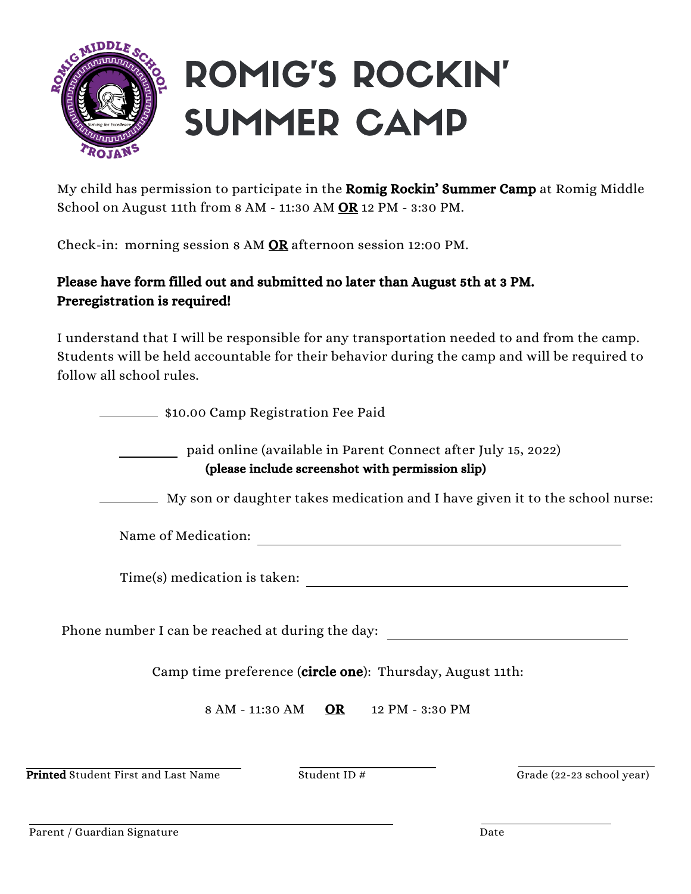# ROMIG'S ROCKIN' SUMMER CAMP

My child has permission to participate in the **Romig Rockin' Summer Camp** at Romig Middle School on August 11th from 8 AM - 11:30 AM **OR** 12 PM - 3:30 PM.

Check-in: morning session 8 AM **OR** afternoon session 12:00 PM.

**Please have form filled out and submitted no later than August 5th at 3 PM.**
**Preregistration is required!**

I understand that I will be responsible for any transportation needed to and from the camp. Students will be held accountable for their behavior during the camp and will be required to follow all school rules.

_________ $10.00 Camp Registration Fee Paid

_________ paid online (available in Parent Connect after July 15, 2022)
**(please include screenshot with permission slip)**

_________ My son or daughter takes medication and I have given it to the school nurse:

Name of Medication: ______________________________

Time(s) medication is taken: ______________________________

Phone number I can be reached at during the day: ______________________________

Camp time preference (**circle one**): Thursday, August 11th:

8 AM - 11:30 AM **OR** 12 PM - 3:30 PM

______________________________ ______________________________ ______________________________
**Printed** Student First and Last Name | Student ID # | Grade (22-23 school year)

______________________________ ______________________________
Parent / Guardian Signature | Date